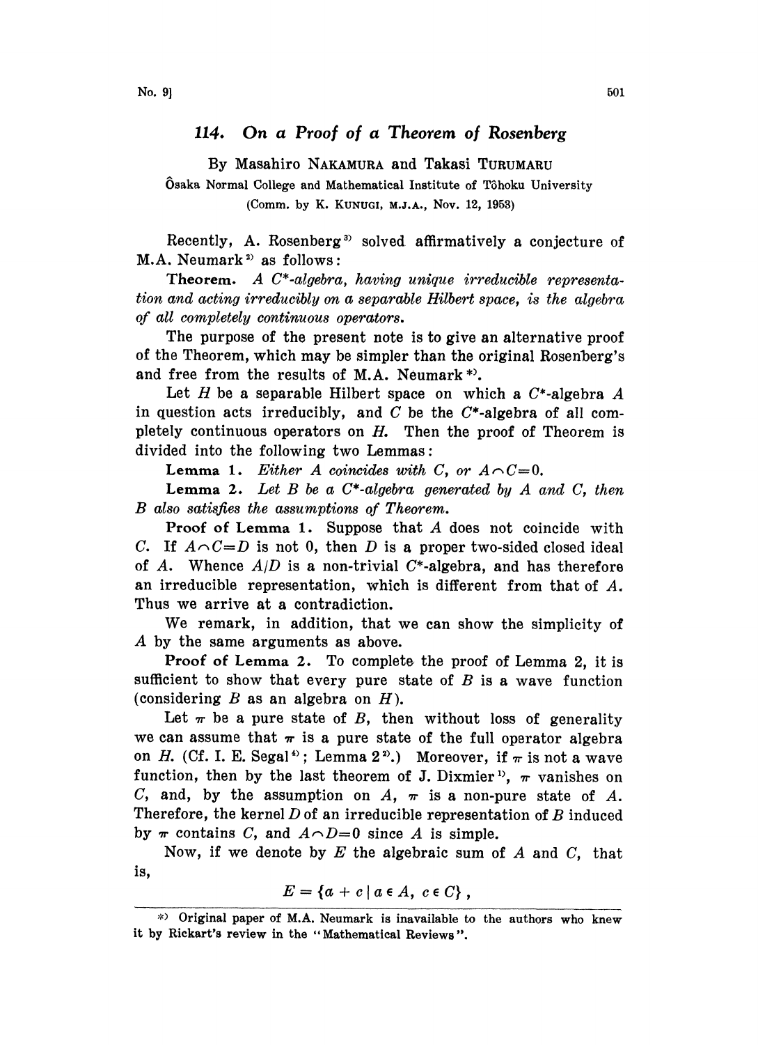# 114. On a Proof of a Theorem of Rosenberg

By Masahiro NAKAMURA and Takasi TURUMARU

Ôsaka Normal College and Mathematical Institute of Tôhoku University

(Comm. by K. KUNUGI, M.J.A., Nov. 12, 1953)

Recently, A. Rosenberg[3] solved affirmatively a conjecture of M.A. Neumark[2] as follows:

**Theorem.** *A $C^*$-algebra, having unique irreducible representation and acting irreducibly on a separable Hilbert space, is the algebra of all completely continuous operators.*

The purpose of the present note is to give an alternative proof of the Theorem, which may be simpler than the original Rosenberg's and free from the results of M.A. Neumark[*].

Let $H$ be a separable Hilbert space on which a $C^*$-algebra $A$ in question acts irreducibly, and $C$ be the $C^*$-algebra of all completely continuous operators on $H$. Then the proof of Theorem is divided into the following two Lemmas:

**Lemma 1.** *Either $A$ coincides with $C$, or $A \frown C = 0$.*

**Lemma 2.** *Let $B$ be a $C^*$-algebra generated by $A$ and $C$, then $B$ also satisfies the assumptions of Theorem.*

**Proof of Lemma 1.** Suppose that $A$ does not coincide with $C$. If $A \frown C = D$ is not 0, then $D$ is a proper two-sided closed ideal of $A$. Whence $A/D$ is a non-trivial $C^*$-algebra, and has therefore an irreducible representation, which is different from that of $A$. Thus we arrive at a contradiction.

We remark, in addition, that we can show the simplicity of $A$ by the same arguments as above.

**Proof of Lemma 2.** To complete the proof of Lemma 2, it is sufficient to show that every pure state of $B$ is a wave function (considering $B$ as an algebra on $H$).

Let $\pi$ be a pure state of $B$, then without loss of generality we can assume that $\pi$ is a pure state of the full operator algebra on $H$. (Cf. I. E. Segal[4]; Lemma 2[2].) Moreover, if $\pi$ is not a wave function, then by the last theorem of J. Dixmier[1], $\pi$ vanishes on $C$, and, by the assumption on $A$, $\pi$ is a non-pure state of $A$. Therefore, the kernel $D$ of an irreducible representation of $B$ induced by $\pi$ contains $C$, and $A \frown D = 0$ since $A$ is simple.

Now, if we denote by $E$ the algebraic sum of $A$ and $C$, that is,

$$E = \{a + c \mid a \in A,\ c \in C\},$$

---

[*] Original paper of M.A. Neumark is inavailable to the authors who knew it by Rickart's review in the "Mathematical Reviews".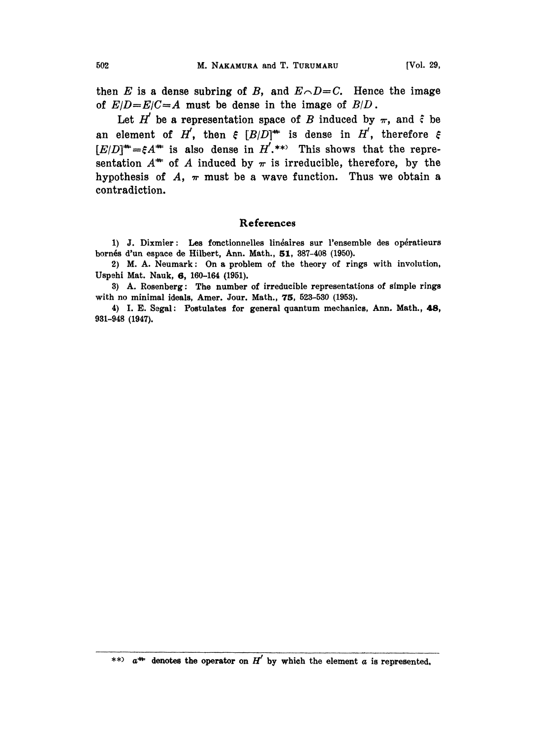then $E$ is a dense subring of $B$, and $E \frown D = C$. Hence the image of $E/D = E/C = A$ must be dense in the image of $B/D$.

Let $H'$ be a representation space of $B$ induced by $\pi$, and $\xi$ be an element of $H'$, then $\xi\ [B/D]^{\#}$ is dense in $H'$, therefore $\xi\ [E/D]^{\#} = \xi A^{\#}$ is also dense in $H'$.**) This shows that the representation $A^{\#}$ of $A$ induced by $\pi$ is irreducible, therefore, by the hypothesis of $A$, $\pi$ must be a wave function. Thus we obtain a contradiction.

## References

1) J. Dixmier: Les fonctionnelles linéaires sur l'ensemble des opératieurs bornés d'un espace de Hilbert, Ann. Math., **51**, 387–408 (1950).

2) M. A. Neumark: On a problem of the theory of rings with involution, Uspehi Mat. Nauk, **6**, 160–164 (1951).

3) A. Rosenberg: The number of irreducible representations of simple rings with no minimal ideals, Amer. Jour. Math., **75**, 523–530 (1953).

4) I. E. Segal: Postulates for general quantum mechanics, Ann. Math., **48**, 931–948 (1947).

---

**) $a^{\#}$ denotes the operator on $H'$ by which the element $a$ is represented.